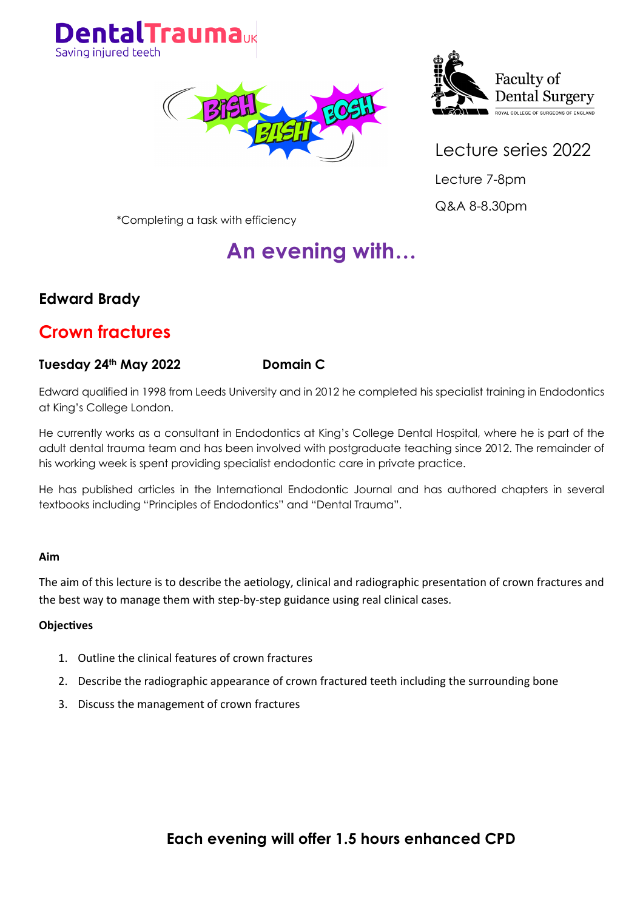DentalTrauma UK
Saving injured teeth

BISH BASH BOSH

Faculty of Dental Surgery
ROYAL COLLEGE OF SURGEONS OF ENGLAND

Lecture series 2022

Lecture 7-8pm

Q&A 8-8.30pm

*Completing a task with efficiency

# An evening with…

## Edward Brady

## Crown fractures

**Tuesday 24th May 2022** **Domain C**

Edward qualified in 1998 from Leeds University and in 2012 he completed his specialist training in Endodontics at King's College London.

He currently works as a consultant in Endodontics at King's College Dental Hospital, where he is part of the adult dental trauma team and has been involved with postgraduate teaching since 2012. The remainder of his working week is spent providing specialist endodontic care in private practice.

He has published articles in the International Endodontic Journal and has authored chapters in several textbooks including "Principles of Endodontics" and "Dental Trauma".

**Aim**

The aim of this lecture is to describe the aetiology, clinical and radiographic presentation of crown fractures and the best way to manage them with step-by-step guidance using real clinical cases.

**Objectives**

1. Outline the clinical features of crown fractures
2. Describe the radiographic appearance of crown fractured teeth including the surrounding bone
3. Discuss the management of crown fractures

**Each evening will offer 1.5 hours enhanced CPD**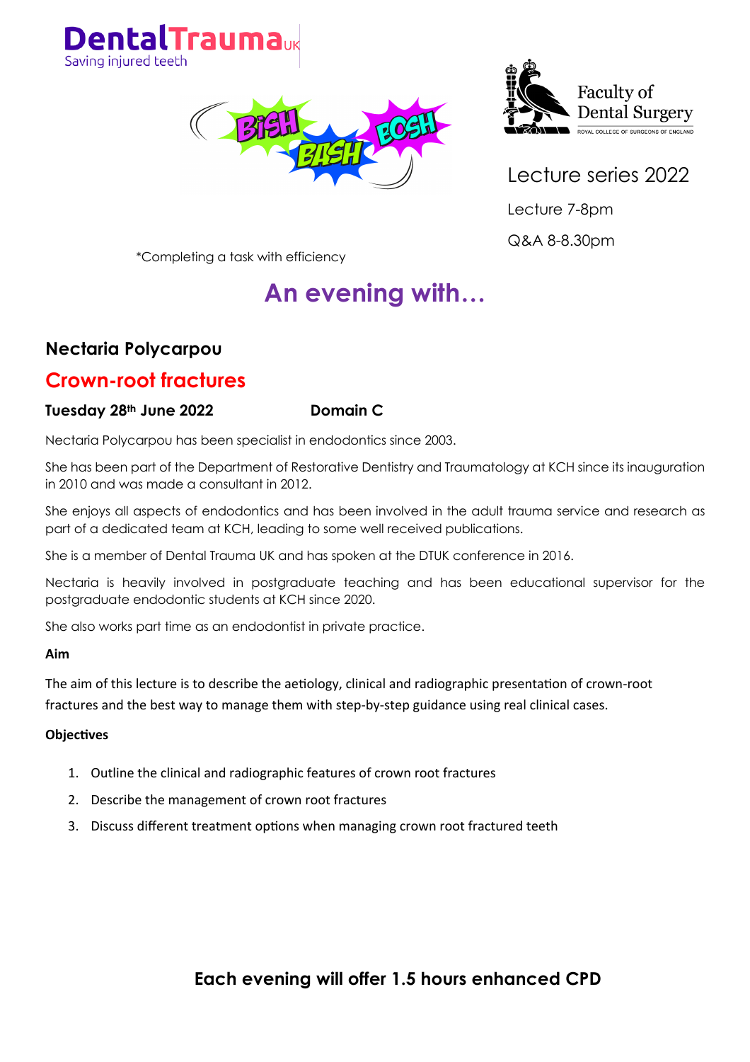DentalTraumaUK
Saving injured teeth

Faculty of Dental Surgery
ROYAL COLLEGE OF SURGEONS OF ENGLAND

BiSH BASH BOSH

Lecture series 2022

Lecture 7-8pm

Q&A 8-8.30pm

*Completing a task with efficiency

# An evening with…

## Nectaria Polycarpou

## Crown-root fractures

**Tuesday 28th June 2022** **Domain C**

Nectaria Polycarpou has been specialist in endodontics since 2003.

She has been part of the Department of Restorative Dentistry and Traumatology at KCH since its inauguration in 2010 and was made a consultant in 2012.

She enjoys all aspects of endodontics and has been involved in the adult trauma service and research as part of a dedicated team at KCH, leading to some well received publications.

She is a member of Dental Trauma UK and has spoken at the DTUK conference in 2016.

Nectaria is heavily involved in postgraduate teaching and has been educational supervisor for the postgraduate endodontic students at KCH since 2020.

She also works part time as an endodontist in private practice.

**Aim**

The aim of this lecture is to describe the aetiology, clinical and radiographic presentation of crown-root fractures and the best way to manage them with step-by-step guidance using real clinical cases.

**Objectives**

1. Outline the clinical and radiographic features of crown root fractures
2. Describe the management of crown root fractures
3. Discuss different treatment options when managing crown root fractured teeth

**Each evening will offer 1.5 hours enhanced CPD**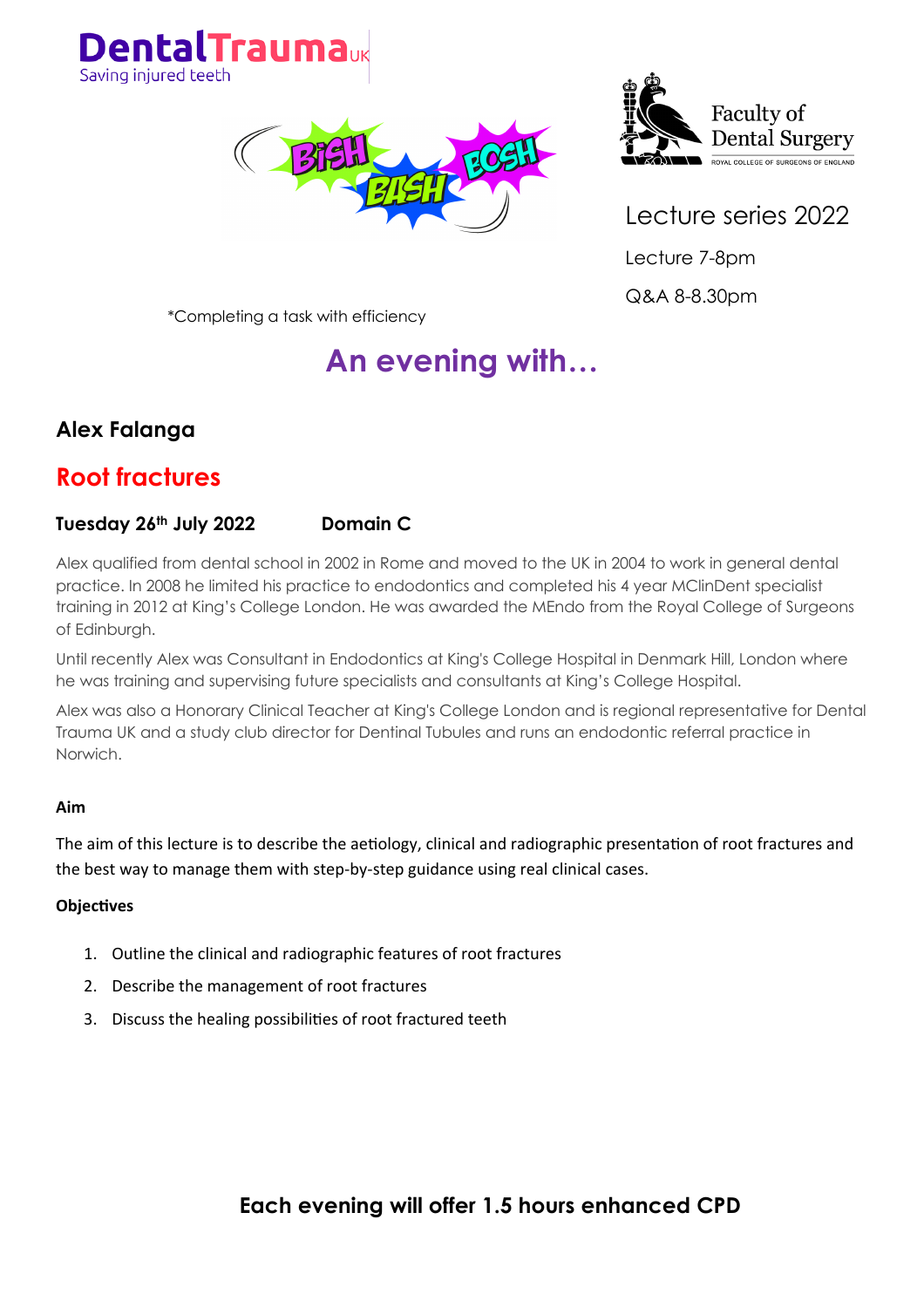DentalTrauma UK
Saving injured teeth

Faculty of Dental Surgery
ROYAL COLLEGE OF SURGEONS OF ENGLAND

Lecture series 2022

Lecture 7-8pm

Q&A 8-8.30pm

*Completing a task with efficiency

# An evening with…

## Alex Falanga

## Root fractures

**Tuesday 26th July 2022 Domain C**

Alex qualified from dental school in 2002 in Rome and moved to the UK in 2004 to work in general dental practice. In 2008 he limited his practice to endodontics and completed his 4 year MClinDent specialist training in 2012 at King's College London. He was awarded the MEndo from the Royal College of Surgeons of Edinburgh.

Until recently Alex was Consultant in Endodontics at King's College Hospital in Denmark Hill, London where he was training and supervising future specialists and consultants at King's College Hospital.

Alex was also a Honorary Clinical Teacher at King's College London and is regional representative for Dental Trauma UK and a study club director for Dentinal Tubules and runs an endodontic referral practice in Norwich.

**Aim**

The aim of this lecture is to describe the aetiology, clinical and radiographic presentation of root fractures and the best way to manage them with step-by-step guidance using real clinical cases.

**Objectives**

1. Outline the clinical and radiographic features of root fractures
2. Describe the management of root fractures
3. Discuss the healing possibilities of root fractured teeth

**Each evening will offer 1.5 hours enhanced CPD**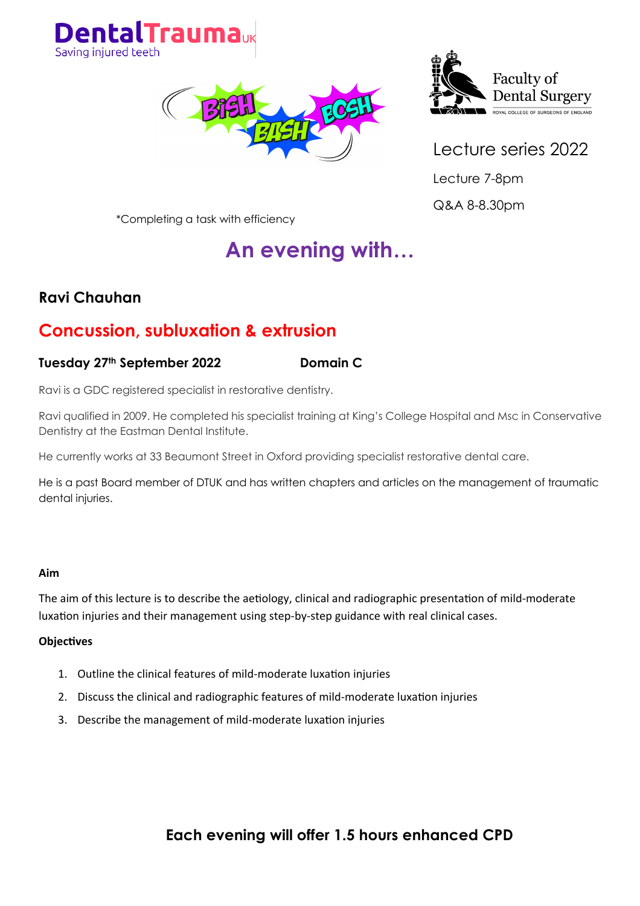DentalTrauma UK
Saving injured teeth

Faculty of Dental Surgery
ROYAL COLLEGE OF SURGEONS OF ENGLAND

Lecture series 2022

Lecture 7-8pm

Q&A 8-8.30pm

*Completing a task with efficiency

## An evening with…

### Ravi Chauhan

## Concussion, subluxation & extrusion

**Tuesday 27th September 2022** **Domain C**

Ravi is a GDC registered specialist in restorative dentistry.

Ravi qualified in 2009. He completed his specialist training at King's College Hospital and Msc in Conservative Dentistry at the Eastman Dental Institute.

He currently works at 33 Beaumont Street in Oxford providing specialist restorative dental care.

He is a past Board member of DTUK and has written chapters and articles on the management of traumatic dental injuries.

**Aim**

The aim of this lecture is to describe the aetiology, clinical and radiographic presentation of mild-moderate luxation injuries and their management using step-by-step guidance with real clinical cases.

**Objectives**

1. Outline the clinical features of mild-moderate luxation injuries
2. Discuss the clinical and radiographic features of mild-moderate luxation injuries
3. Describe the management of mild-moderate luxation injuries

**Each evening will offer 1.5 hours enhanced CPD**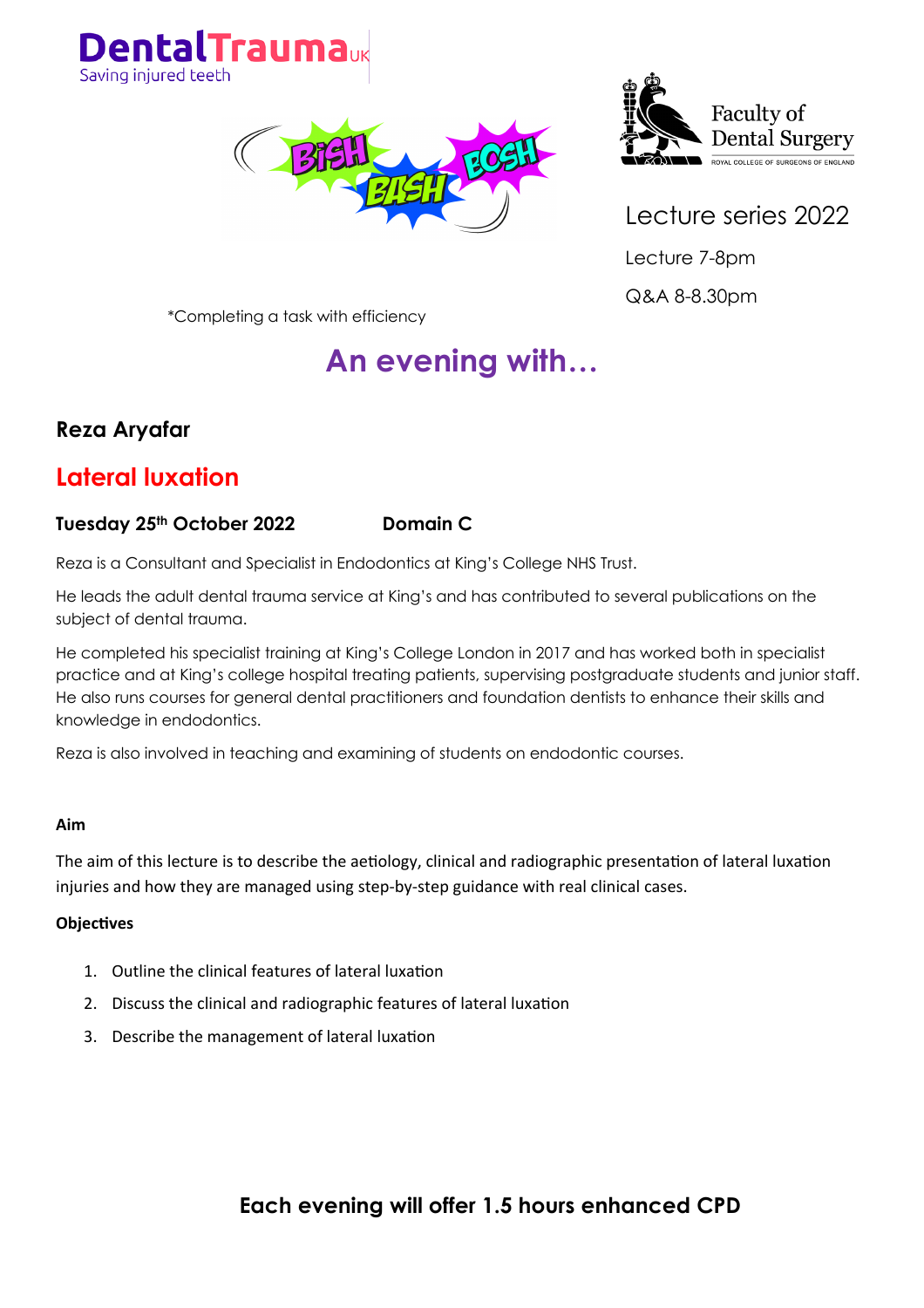DentalTrauma UK
Saving injured teeth

Faculty of Dental Surgery
ROYAL COLLEGE OF SURGEONS OF ENGLAND

Lecture series 2022

Lecture 7-8pm

Q&A 8-8.30pm

*Completing a task with efficiency

# An evening with…

## Reza Aryafar

## Lateral luxation

**Tuesday 25th October 2022** **Domain C**

Reza is a Consultant and Specialist in Endodontics at King's College NHS Trust.

He leads the adult dental trauma service at King's and has contributed to several publications on the subject of dental trauma.

He completed his specialist training at King's College London in 2017 and has worked both in specialist practice and at King's college hospital treating patients, supervising postgraduate students and junior staff. He also runs courses for general dental practitioners and foundation dentists to enhance their skills and knowledge in endodontics.

Reza is also involved in teaching and examining of students on endodontic courses.

**Aim**

The aim of this lecture is to describe the aetiology, clinical and radiographic presentation of lateral luxation injuries and how they are managed using step-by-step guidance with real clinical cases.

**Objectives**

1. Outline the clinical features of lateral luxation
2. Discuss the clinical and radiographic features of lateral luxation
3. Describe the management of lateral luxation

**Each evening will offer 1.5 hours enhanced CPD**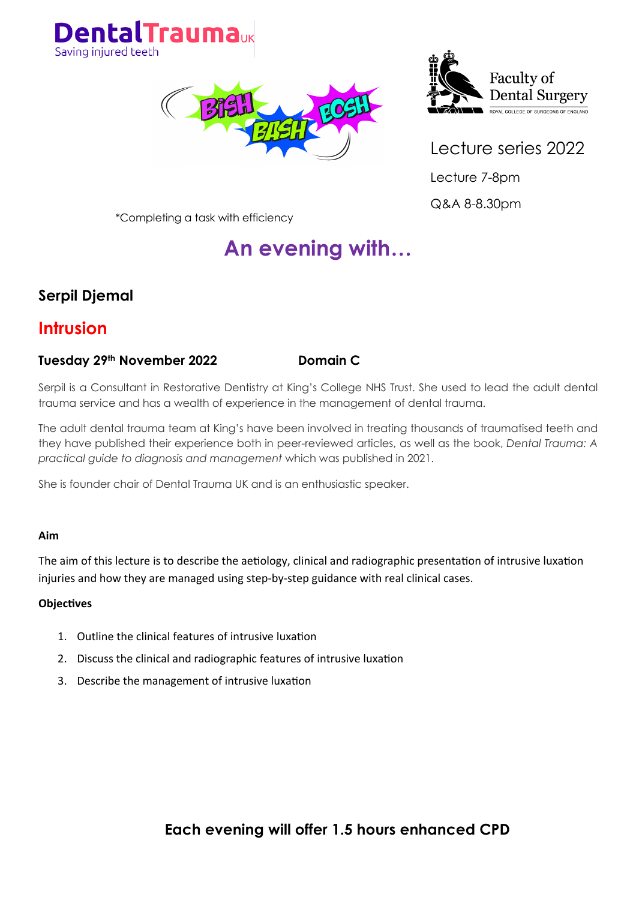DentalTrauma UK
Saving injured teeth

Faculty of Dental Surgery
ROYAL COLLEGE OF SURGEONS OF ENGLAND

Lecture series 2022

Lecture 7-8pm

Q&A 8-8.30pm

*Completing a task with efficiency

## An evening with…

### Serpil Djemal

## Intrusion

**Tuesday 29th November 2022** **Domain C**

Serpil is a Consultant in Restorative Dentistry at King's College NHS Trust. She used to lead the adult dental trauma service and has a wealth of experience in the management of dental trauma.

The adult dental trauma team at King's have been involved in treating thousands of traumatised teeth and they have published their experience both in peer-reviewed articles, as well as the book, *Dental Trauma: A practical guide to diagnosis and management* which was published in 2021.

She is founder chair of Dental Trauma UK and is an enthusiastic speaker.

**Aim**

The aim of this lecture is to describe the aetiology, clinical and radiographic presentation of intrusive luxation injuries and how they are managed using step-by-step guidance with real clinical cases.

**Objectives**

1. Outline the clinical features of intrusive luxation
2. Discuss the clinical and radiographic features of intrusive luxation
3. Describe the management of intrusive luxation

**Each evening will offer 1.5 hours enhanced CPD**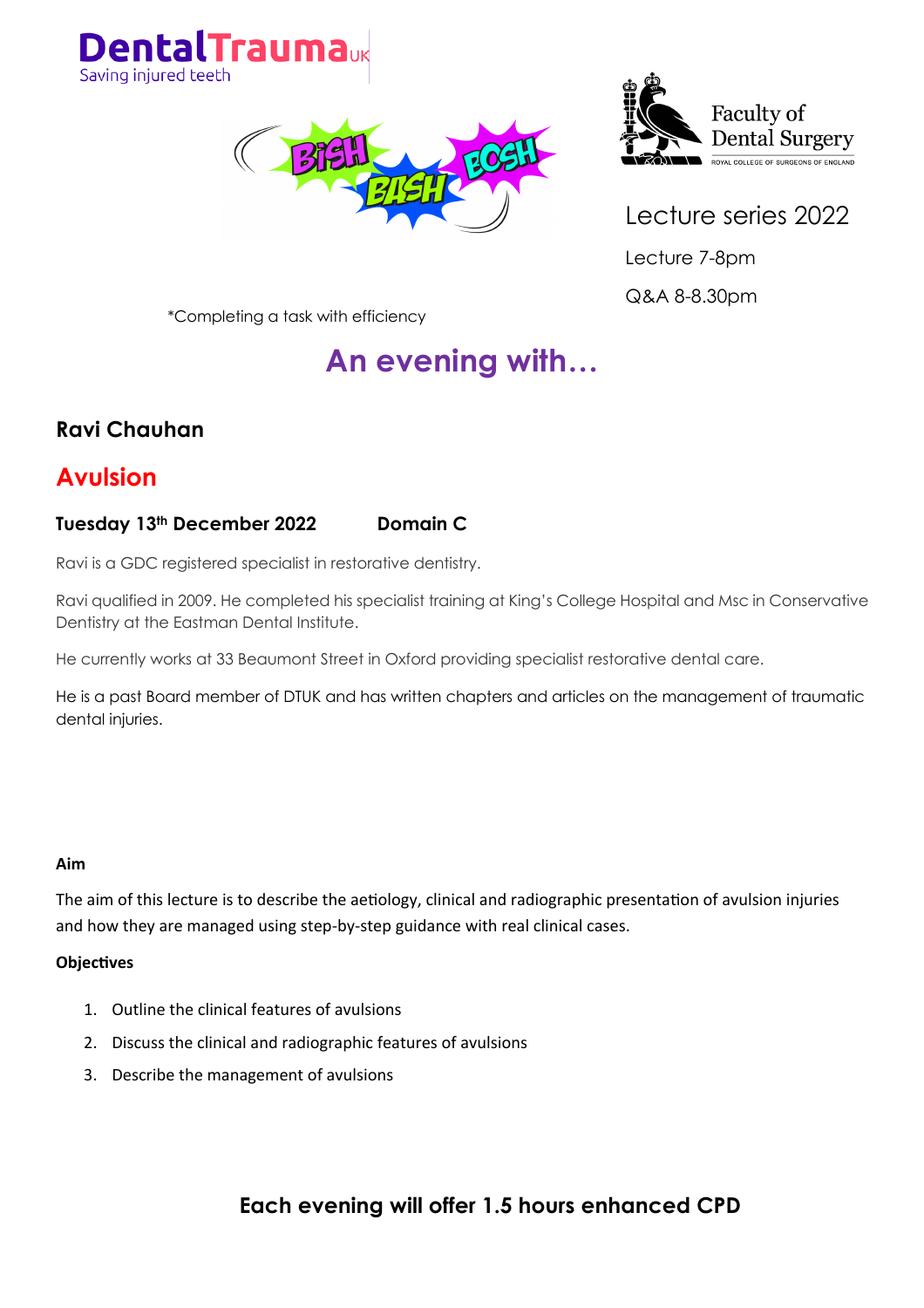DentalTrauma UK

Saving injured teeth

Faculty of Dental Surgery

ROYAL COLLEGE OF SURGEONS OF ENGLAND

BISH BASH BOSH

Lecture series 2022

Lecture 7-8pm

Q&A 8-8.30pm

*Completing a task with efficiency

# An evening with…

## Ravi Chauhan

## Avulsion

**Tuesday 13th December 2022 Domain C**

Ravi is a GDC registered specialist in restorative dentistry.

Ravi qualified in 2009. He completed his specialist training at King's College Hospital and Msc in Conservative Dentistry at the Eastman Dental Institute.

He currently works at 33 Beaumont Street in Oxford providing specialist restorative dental care.

He is a past Board member of DTUK and has written chapters and articles on the management of traumatic dental injuries.

**Aim**

The aim of this lecture is to describe the aetiology, clinical and radiographic presentation of avulsion injuries and how they are managed using step-by-step guidance with real clinical cases.

**Objectives**

1. Outline the clinical features of avulsions
2. Discuss the clinical and radiographic features of avulsions
3. Describe the management of avulsions

**Each evening will offer 1.5 hours enhanced CPD**